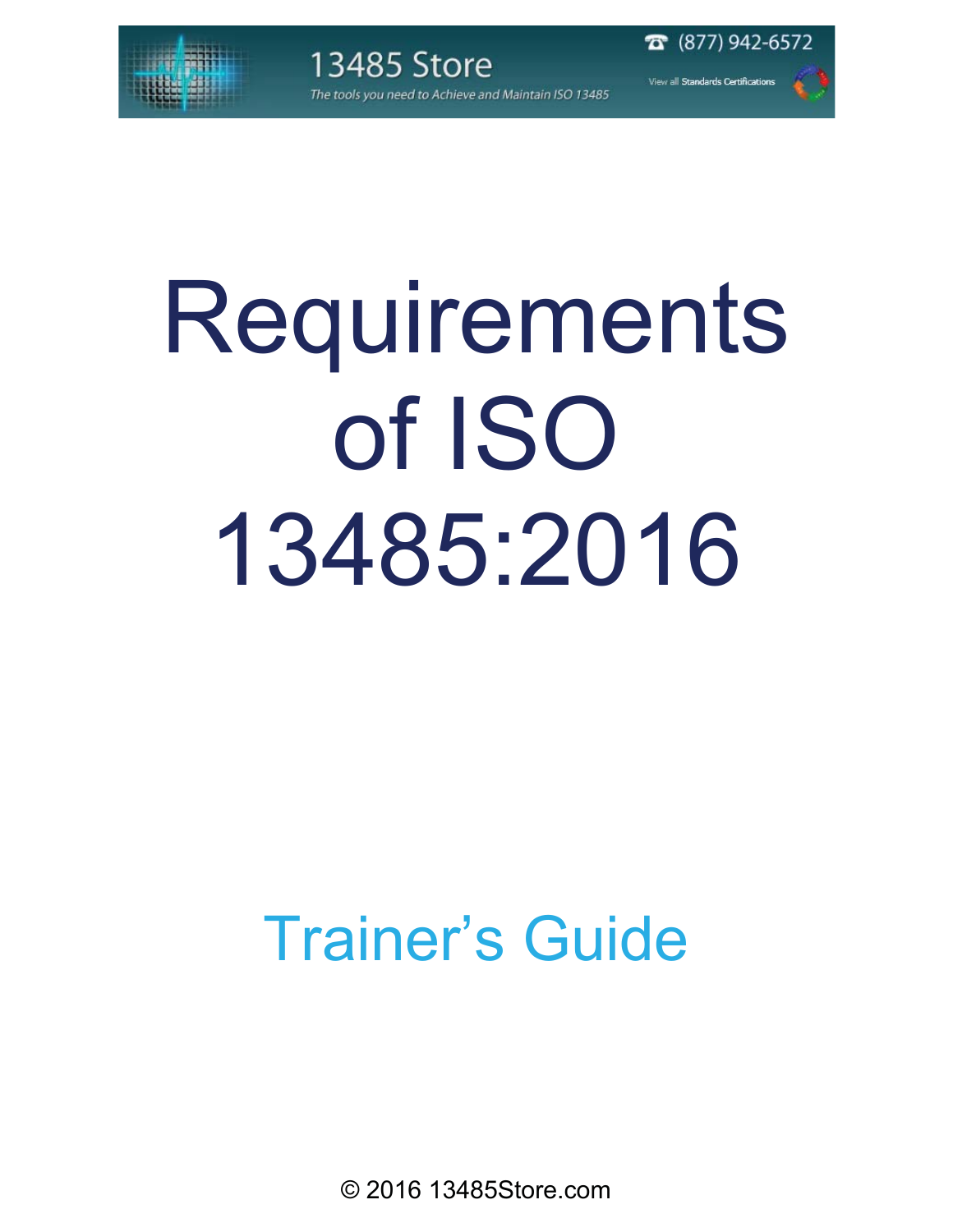13485 Store

*The tools you need to Achieve and Maintain ISO 13485*

(877) 942-6572

View all Standards Certifications

# Requirements of ISO 13485:2016

## Trainer's Guide

© 2016 13485Store.com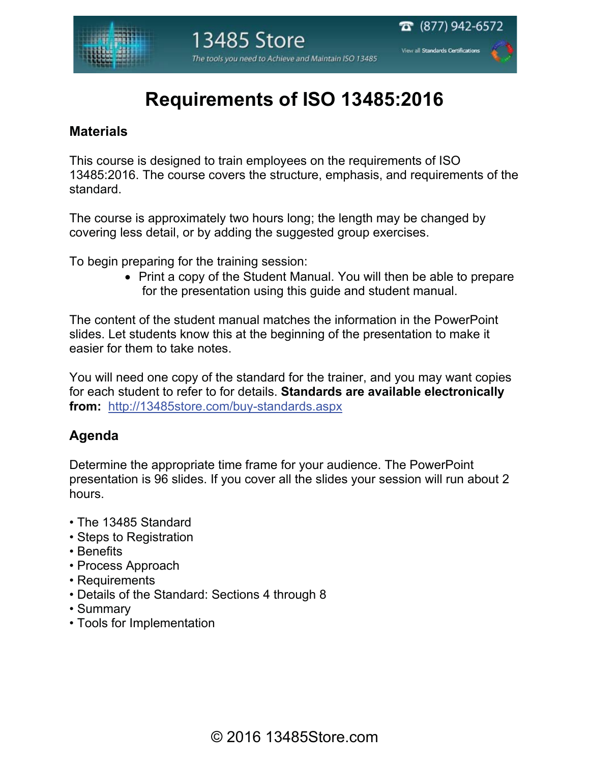# Requirements of ISO 13485:2016

## Materials

This course is designed to train employees on the requirements of ISO 13485:2016. The course covers the structure, emphasis, and requirements of the standard.

The course is approximately two hours long; the length may be changed by covering less detail, or by adding the suggested group exercises.

To begin preparing for the training session:

- Print a copy of the Student Manual. You will then be able to prepare for the presentation using this guide and student manual.

The content of the student manual matches the information in the PowerPoint slides. Let students know this at the beginning of the presentation to make it easier for them to take notes.

You will need one copy of the standard for the trainer, and you may want copies for each student to refer to for details. **Standards are available electronically from:** http://13485store.com/buy-standards.aspx

## Agenda

Determine the appropriate time frame for your audience. The PowerPoint presentation is 96 slides. If you cover all the slides your session will run about 2 hours.

- The 13485 Standard
- Steps to Registration
- Benefits
- Process Approach
- Requirements
- Details of the Standard: Sections 4 through 8
- Summary
- Tools for Implementation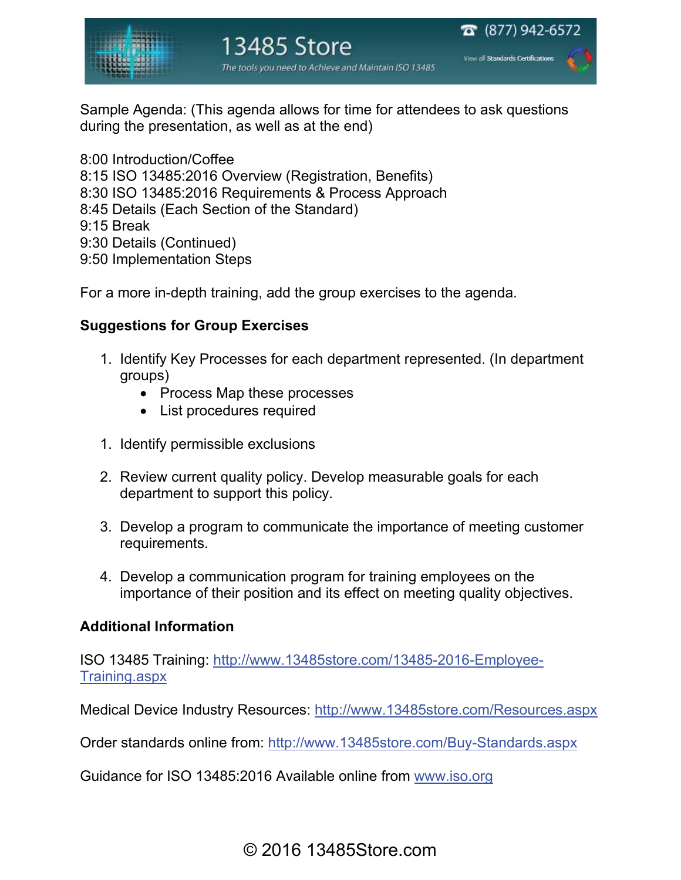Sample Agenda: (This agenda allows for time for attendees to ask questions during the presentation, as well as at the end)

8:00 Introduction/Coffee
8:15 ISO 13485:2016 Overview (Registration, Benefits)
8:30 ISO 13485:2016 Requirements & Process Approach
8:45 Details (Each Section of the Standard)
9:15 Break
9:30 Details (Continued)
9:50 Implementation Steps

For a more in-depth training, add the group exercises to the agenda.

**Suggestions for Group Exercises**

1. Identify Key Processes for each department represented. (In department groups)
    - Process Map these processes
    - List procedures required

1. Identify permissible exclusions

2. Review current quality policy. Develop measurable goals for each department to support this policy.

3. Develop a program to communicate the importance of meeting customer requirements.

4. Develop a communication program for training employees on the importance of their position and its effect on meeting quality objectives.

**Additional Information**

ISO 13485 Training: http://www.13485store.com/13485-2016-Employee-Training.aspx

Medical Device Industry Resources: http://www.13485store.com/Resources.aspx

Order standards online from: http://www.13485store.com/Buy-Standards.aspx

Guidance for ISO 13485:2016 Available online from www.iso.org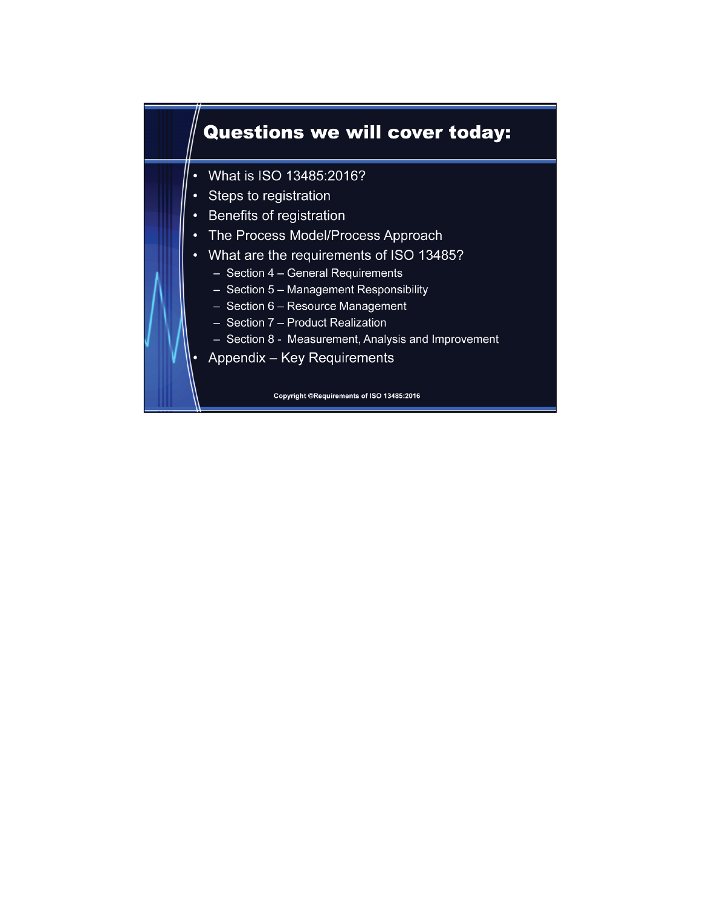# Questions we will cover today:

- What is ISO 13485:2016?
- Steps to registration
- Benefits of registration
- The Process Model/Process Approach
- What are the requirements of ISO 13485?
  - Section 4 – General Requirements
  - Section 5 – Management Responsibility
  - Section 6 – Resource Management
  - Section 7 – Product Realization
  - Section 8 - Measurement, Analysis and Improvement
- Appendix – Key Requirements

Copyright ©Requirements of ISO 13485:2016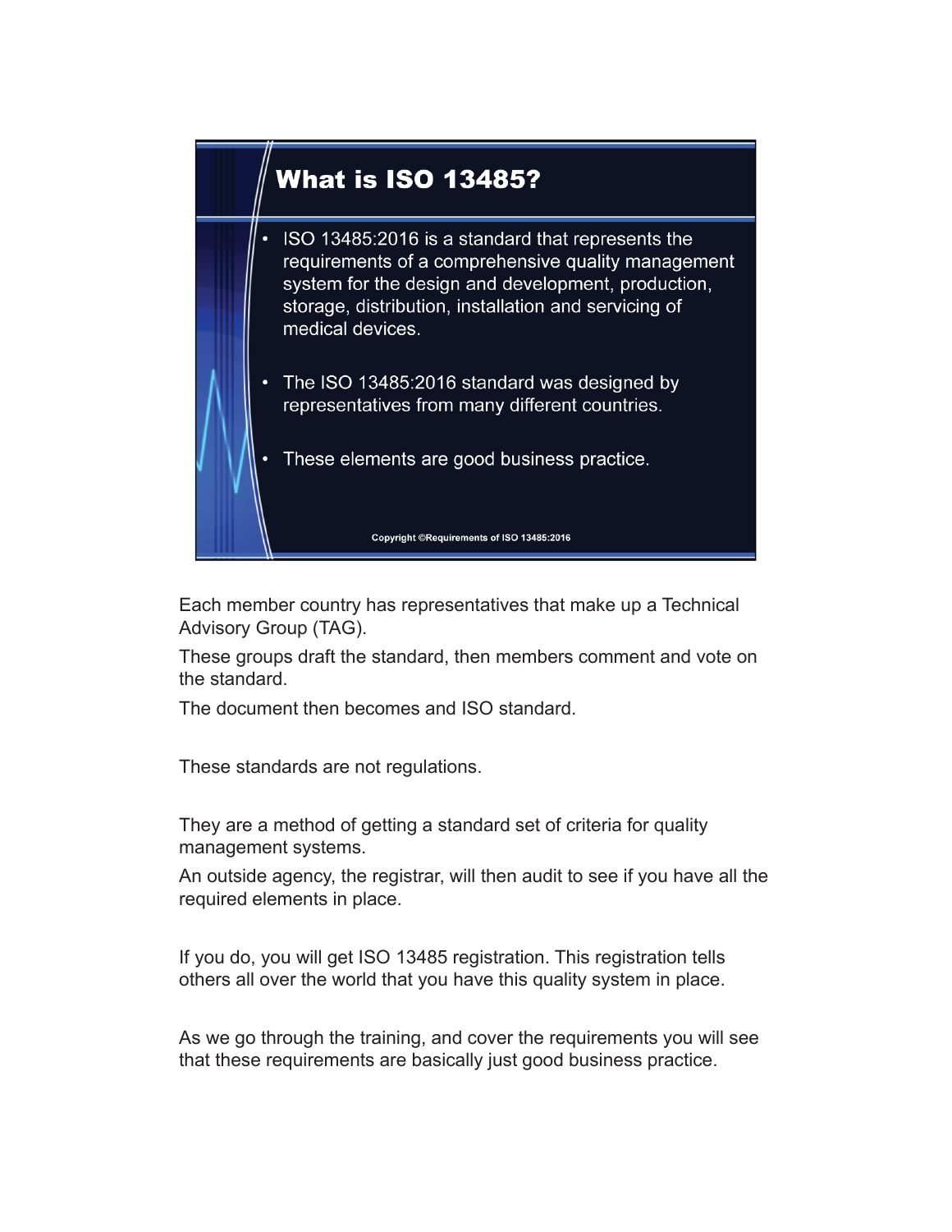## What is ISO 13485?

- ISO 13485:2016 is a standard that represents the requirements of a comprehensive quality management system for the design and development, production, storage, distribution, installation and servicing of medical devices.
- The ISO 13485:2016 standard was designed by representatives from many different countries.
- These elements are good business practice.

Copyright ©Requirements of ISO 13485:2016

Each member country has representatives that make up a Technical Advisory Group (TAG).

These groups draft the standard, then members comment and vote on the standard.

The document then becomes and ISO standard.

These standards are not regulations.

They are a method of getting a standard set of criteria for quality management systems.

An outside agency, the registrar, will then audit to see if you have all the required elements in place.

If you do, you will get ISO 13485 registration. This registration tells others all over the world that you have this quality system in place.

As we go through the training, and cover the requirements you will see that these requirements are basically just good business practice.